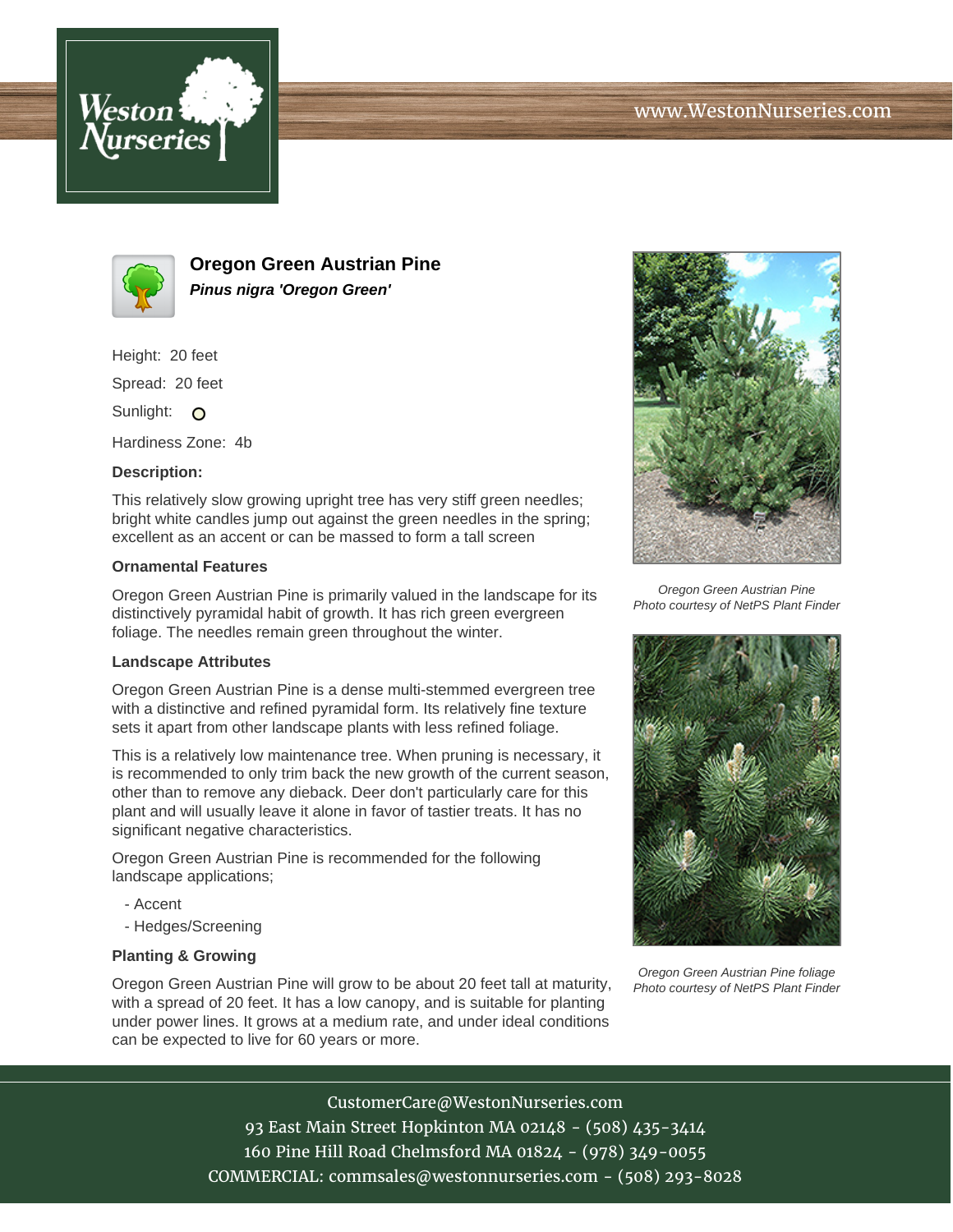Weston Nurseries

www.WestonNurseries.com

# Oregon Green Austrian Pine

***Pinus nigra 'Oregon Green'***

Height: 20 feet

Spread: 20 feet

Sunlight: O

Hardiness Zone: 4b

**Description:**

This relatively slow growing upright tree has very stiff green needles; bright white candles jump out against the green needles in the spring; excellent as an accent or can be massed to form a tall screen

### Ornamental Features

Oregon Green Austrian Pine is primarily valued in the landscape for its distinctively pyramidal habit of growth. It has rich green evergreen foliage. The needles remain green throughout the winter.

### Landscape Attributes

Oregon Green Austrian Pine is a dense multi-stemmed evergreen tree with a distinctive and refined pyramidal form. Its relatively fine texture sets it apart from other landscape plants with less refined foliage.

This is a relatively low maintenance tree. When pruning is necessary, it is recommended to only trim back the new growth of the current season, other than to remove any dieback. Deer don't particularly care for this plant and will usually leave it alone in favor of tastier treats. It has no significant negative characteristics.

Oregon Green Austrian Pine is recommended for the following landscape applications;

- Accent
- Hedges/Screening

### Planting & Growing

Oregon Green Austrian Pine will grow to be about 20 feet tall at maturity, with a spread of 20 feet. It has a low canopy, and is suitable for planting under power lines. It grows at a medium rate, and under ideal conditions can be expected to live for 60 years or more.

*Oregon Green Austrian Pine*
*Photo courtesy of NetPS Plant Finder*

*Oregon Green Austrian Pine foliage*
*Photo courtesy of NetPS Plant Finder*

CustomerCare@WestonNurseries.com
93 East Main Street Hopkinton MA 02148 - (508) 435-3414
160 Pine Hill Road Chelmsford MA 01824 - (978) 349-0055
COMMERCIAL: commsales@westonnurseries.com - (508) 293-8028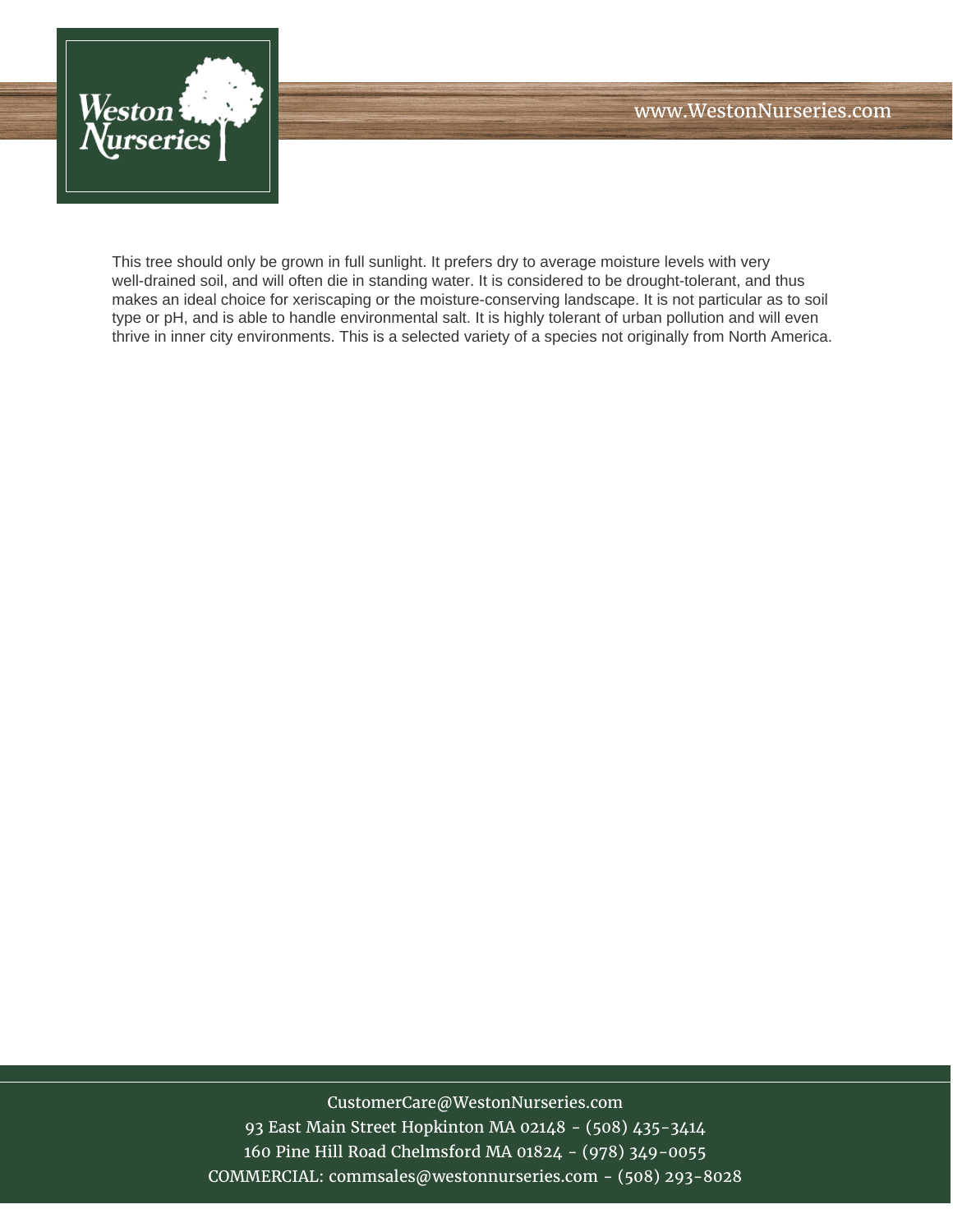This tree should only be grown in full sunlight. It prefers dry to average moisture levels with very well-drained soil, and will often die in standing water. It is considered to be drought-tolerant, and thus makes an ideal choice for xeriscaping or the moisture-conserving landscape. It is not particular as to soil type or pH, and is able to handle environmental salt. It is highly tolerant of urban pollution and will even thrive in inner city environments. This is a selected variety of a species not originally from North America.